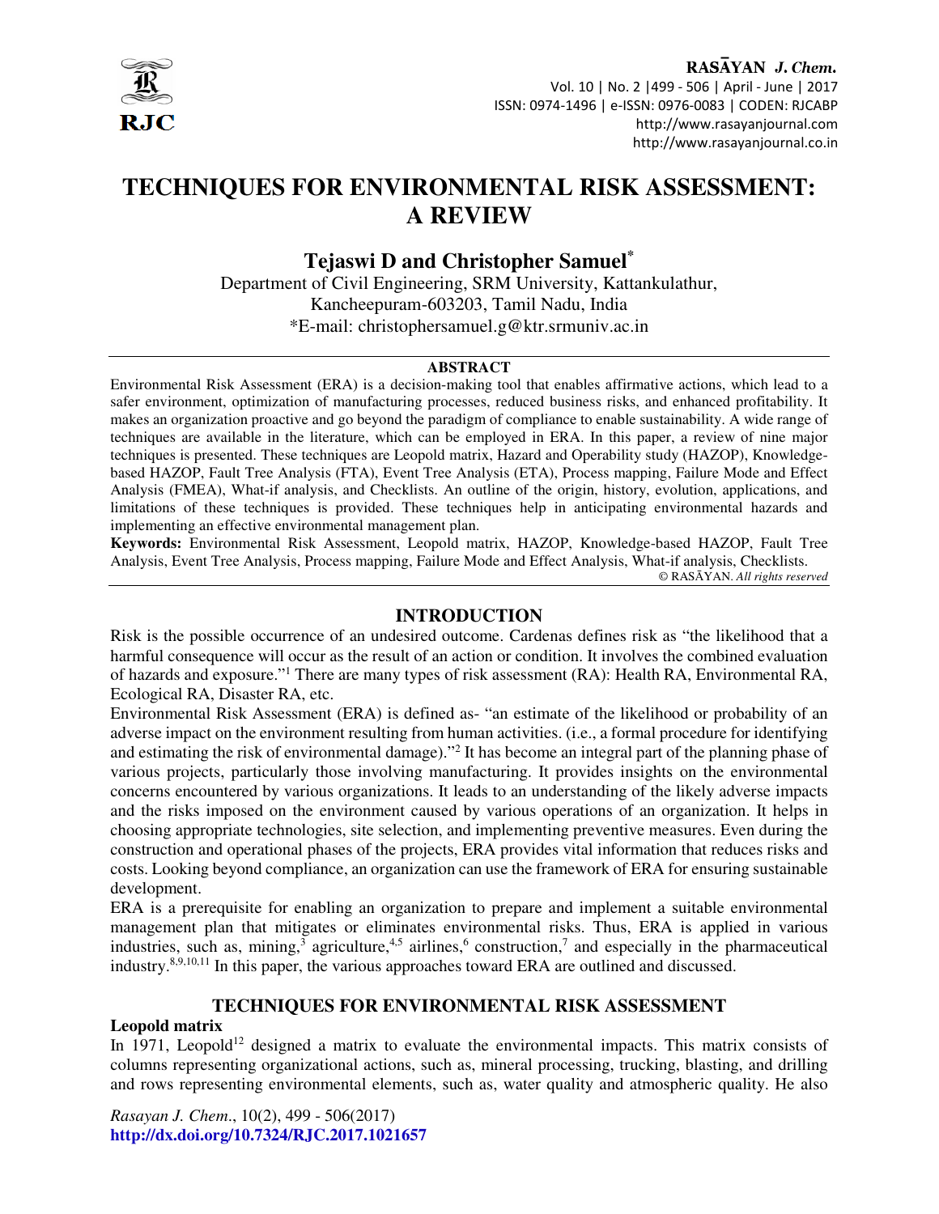# TECHNIQUES FOR ENVIRONMENTAL RISK ASSESSMENT: A REVIEW

**Tejaswi D and Christopher Samuel***

Department of Civil Engineering, SRM University, Kattankulathur, Kancheepuram-603203, Tamil Nadu, India

*E-mail: christophersamuel.g@ktr.srmuniv.ac.in

## ABSTRACT

Environmental Risk Assessment (ERA) is a decision-making tool that enables affirmative actions, which lead to a safer environment, optimization of manufacturing processes, reduced business risks, and enhanced profitability. It makes an organization proactive and go beyond the paradigm of compliance to enable sustainability. A wide range of techniques are available in the literature, which can be employed in ERA. In this paper, a review of nine major techniques is presented. These techniques are Leopold matrix, Hazard and Operability study (HAZOP), Knowledge-based HAZOP, Fault Tree Analysis (FTA), Event Tree Analysis (ETA), Process mapping, Failure Mode and Effect Analysis (FMEA), What-if analysis, and Checklists. An outline of the origin, history, evolution, applications, and limitations of these techniques is provided. These techniques help in anticipating environmental hazards and implementing an effective environmental management plan.

**Keywords:** Environmental Risk Assessment, Leopold matrix, HAZOP, Knowledge-based HAZOP, Fault Tree Analysis, Event Tree Analysis, Process mapping, Failure Mode and Effect Analysis, What-if analysis, Checklists.

© RASĀYAN. *All rights reserved*

## INTRODUCTION

Risk is the possible occurrence of an undesired outcome. Cardenas defines risk as "the likelihood that a harmful consequence will occur as the result of an action or condition. It involves the combined evaluation of hazards and exposure."[1] There are many types of risk assessment (RA): Health RA, Environmental RA, Ecological RA, Disaster RA, etc.

Environmental Risk Assessment (ERA) is defined as- "an estimate of the likelihood or probability of an adverse impact on the environment resulting from human activities. (i.e., a formal procedure for identifying and estimating the risk of environmental damage)."[2] It has become an integral part of the planning phase of various projects, particularly those involving manufacturing. It provides insights on the environmental concerns encountered by various organizations. It leads to an understanding of the likely adverse impacts and the risks imposed on the environment caused by various operations of an organization. It helps in choosing appropriate technologies, site selection, and implementing preventive measures. Even during the construction and operational phases of the projects, ERA provides vital information that reduces risks and costs. Looking beyond compliance, an organization can use the framework of ERA for ensuring sustainable development.

ERA is a prerequisite for enabling an organization to prepare and implement a suitable environmental management plan that mitigates or eliminates environmental risks. Thus, ERA is applied in various industries, such as, mining,[3] agriculture,[4,5] airlines,[6] construction,[7] and especially in the pharmaceutical industry.[8,9,10,11] In this paper, the various approaches toward ERA are outlined and discussed.

## TECHNIQUES FOR ENVIRONMENTAL RISK ASSESSMENT

### Leopold matrix

In 1971, Leopold[12] designed a matrix to evaluate the environmental impacts. This matrix consists of columns representing organizational actions, such as, mineral processing, trucking, blasting, and drilling and rows representing environmental elements, such as, water quality and atmospheric quality. He also

*Rasayan J. Chem.*, 10(2), 499 - 506(2017)

**http://dx.doi.org/10.7324/RJC.2017.1021657**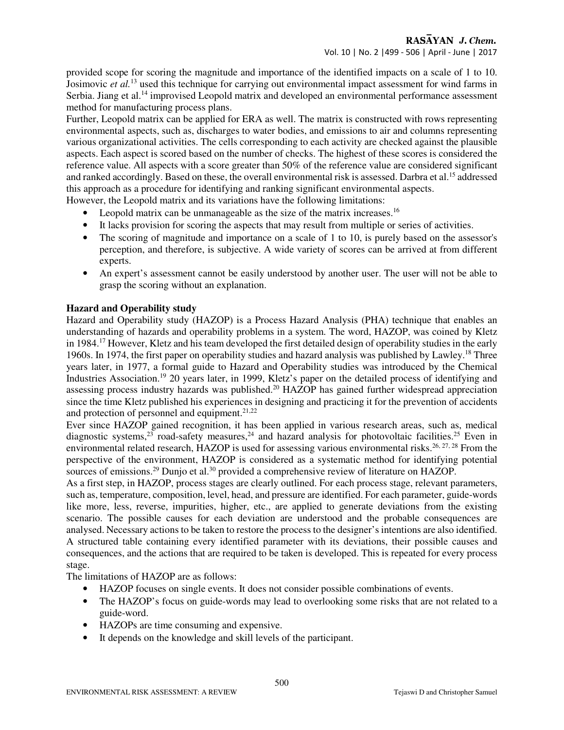provided scope for scoring the magnitude and importance of the identified impacts on a scale of 1 to 10. Josimovic *et al.*[13] used this technique for carrying out environmental impact assessment for wind farms in Serbia. Jiang et al.[14] improvised Leopold matrix and developed an environmental performance assessment method for manufacturing process plans.

Further, Leopold matrix can be applied for ERA as well. The matrix is constructed with rows representing environmental aspects, such as, discharges to water bodies, and emissions to air and columns representing various organizational activities. The cells corresponding to each activity are checked against the plausible aspects. Each aspect is scored based on the number of checks. The highest of these scores is considered the reference value. All aspects with a score greater than 50% of the reference value are considered significant and ranked accordingly. Based on these, the overall environmental risk is assessed. Darbra et al.[15] addressed this approach as a procedure for identifying and ranking significant environmental aspects.

However, the Leopold matrix and its variations have the following limitations:

- Leopold matrix can be unmanageable as the size of the matrix increases.[16]
- It lacks provision for scoring the aspects that may result from multiple or series of activities.
- The scoring of magnitude and importance on a scale of 1 to 10, is purely based on the assessor's perception, and therefore, is subjective. A wide variety of scores can be arrived at from different experts.
- An expert's assessment cannot be easily understood by another user. The user will not be able to grasp the scoring without an explanation.

**Hazard and Operability study**

Hazard and Operability study (HAZOP) is a Process Hazard Analysis (PHA) technique that enables an understanding of hazards and operability problems in a system. The word, HAZOP, was coined by Kletz in 1984.[17] However, Kletz and his team developed the first detailed design of operability studies in the early 1960s. In 1974, the first paper on operability studies and hazard analysis was published by Lawley.[18] Three years later, in 1977, a formal guide to Hazard and Operability studies was introduced by the Chemical Industries Association.[19] 20 years later, in 1999, Kletz's paper on the detailed process of identifying and assessing process industry hazards was published.[20] HAZOP has gained further widespread appreciation since the time Kletz published his experiences in designing and practicing it for the prevention of accidents and protection of personnel and equipment.[21,22]

Ever since HAZOP gained recognition, it has been applied in various research areas, such as, medical diagnostic systems,[23] road-safety measures,[24] and hazard analysis for photovoltaic facilities.[25] Even in environmental related research, HAZOP is used for assessing various environmental risks.[26, 27, 28] From the perspective of the environment, HAZOP is considered as a systematic method for identifying potential sources of emissions.[29] Dunjo et al.[30] provided a comprehensive review of literature on HAZOP.

As a first step, in HAZOP, process stages are clearly outlined. For each process stage, relevant parameters, such as, temperature, composition, level, head, and pressure are identified. For each parameter, guide-words like more, less, reverse, impurities, higher, etc., are applied to generate deviations from the existing scenario. The possible causes for each deviation are understood and the probable consequences are analysed. Necessary actions to be taken to restore the process to the designer's intentions are also identified. A structured table containing every identified parameter with its deviations, their possible causes and consequences, and the actions that are required to be taken is developed. This is repeated for every process stage.

The limitations of HAZOP are as follows:

- HAZOP focuses on single events. It does not consider possible combinations of events.
- The HAZOP's focus on guide-words may lead to overlooking some risks that are not related to a guide-word.
- HAZOPs are time consuming and expensive.
- It depends on the knowledge and skill levels of the participant.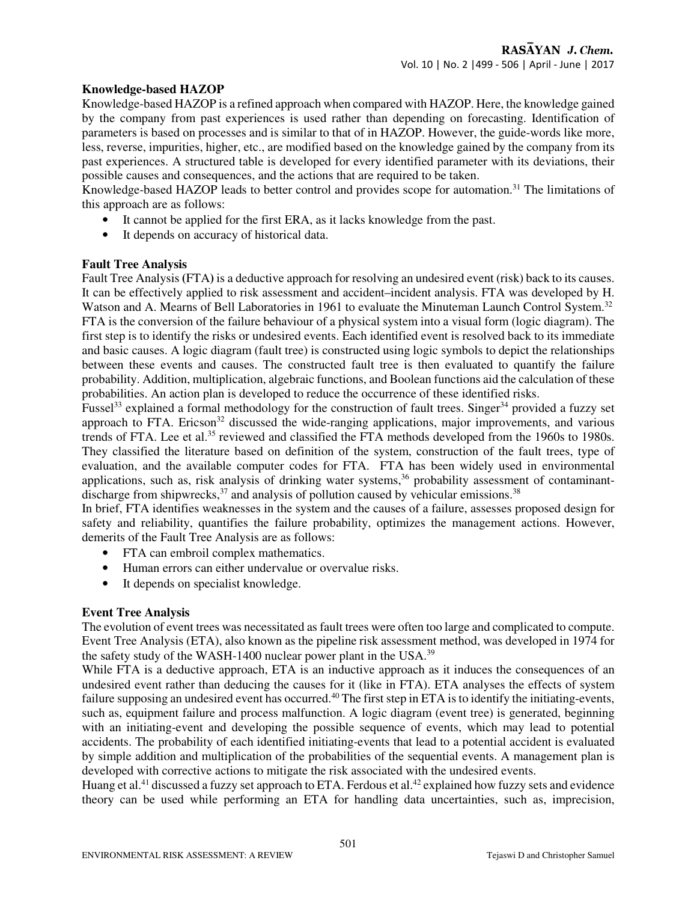### Knowledge-based HAZOP

Knowledge-based HAZOP is a refined approach when compared with HAZOP. Here, the knowledge gained by the company from past experiences is used rather than depending on forecasting. Identification of parameters is based on processes and is similar to that of in HAZOP. However, the guide-words like more, less, reverse, impurities, higher, etc., are modified based on the knowledge gained by the company from its past experiences. A structured table is developed for every identified parameter with its deviations, their possible causes and consequences, and the actions that are required to be taken.

Knowledge-based HAZOP leads to better control and provides scope for automation.[31] The limitations of this approach are as follows:

- It cannot be applied for the first ERA, as it lacks knowledge from the past.
- It depends on accuracy of historical data.

### Fault Tree Analysis

Fault Tree Analysis **(**FTA**)** is a deductive approach for resolving an undesired event (risk) back to its causes. It can be effectively applied to risk assessment and accident–incident analysis. FTA was developed by H. Watson and A. Mearns of Bell Laboratories in 1961 to evaluate the Minuteman Launch Control System.[32] FTA is the conversion of the failure behaviour of a physical system into a visual form (logic diagram). The first step is to identify the risks or undesired events. Each identified event is resolved back to its immediate and basic causes. A logic diagram (fault tree) is constructed using logic symbols to depict the relationships between these events and causes. The constructed fault tree is then evaluated to quantify the failure probability. Addition, multiplication, algebraic functions, and Boolean functions aid the calculation of these probabilities. An action plan is developed to reduce the occurrence of these identified risks.

Fussel[33] explained a formal methodology for the construction of fault trees. Singer[34] provided a fuzzy set approach to FTA. Ericson[32] discussed the wide-ranging applications, major improvements, and various trends of FTA. Lee et al.[35] reviewed and classified the FTA methods developed from the 1960s to 1980s. They classified the literature based on definition of the system, construction of the fault trees, type of evaluation, and the available computer codes for FTA. FTA has been widely used in environmental applications, such as, risk analysis of drinking water systems,[36] probability assessment of contaminant-discharge from shipwrecks,[37] and analysis of pollution caused by vehicular emissions.[38]

In brief, FTA identifies weaknesses in the system and the causes of a failure, assesses proposed design for safety and reliability, quantifies the failure probability, optimizes the management actions. However, demerits of the Fault Tree Analysis are as follows:

- FTA can embroil complex mathematics.
- Human errors can either undervalue or overvalue risks.
- It depends on specialist knowledge.

### Event Tree Analysis

The evolution of event trees was necessitated as fault trees were often too large and complicated to compute. Event Tree Analysis (ETA), also known as the pipeline risk assessment method, was developed in 1974 for the safety study of the WASH-1400 nuclear power plant in the USA.[39]

While FTA is a deductive approach, ETA is an inductive approach as it induces the consequences of an undesired event rather than deducing the causes for it (like in FTA). ETA analyses the effects of system failure supposing an undesired event has occurred.[40] The first step in ETA is to identify the initiating-events, such as, equipment failure and process malfunction. A logic diagram (event tree) is generated, beginning with an initiating-event and developing the possible sequence of events, which may lead to potential accidents. The probability of each identified initiating-events that lead to a potential accident is evaluated by simple addition and multiplication of the probabilities of the sequential events. A management plan is developed with corrective actions to mitigate the risk associated with the undesired events.

Huang et al.[41] discussed a fuzzy set approach to ETA. Ferdous et al.[42] explained how fuzzy sets and evidence theory can be used while performing an ETA for handling data uncertainties, such as, imprecision,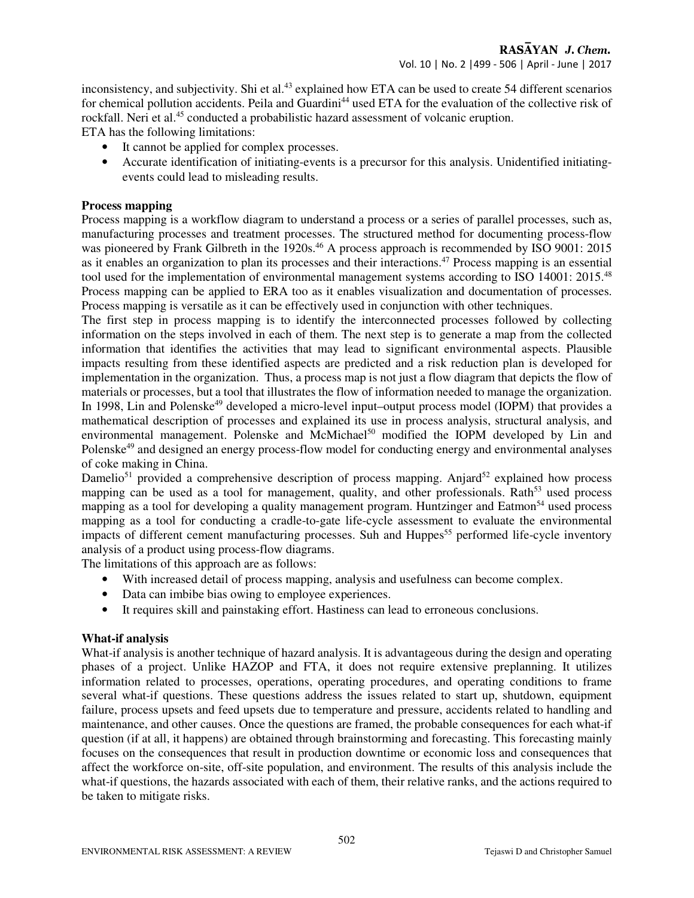inconsistency, and subjectivity. Shi et al.[43] explained how ETA can be used to create 54 different scenarios for chemical pollution accidents. Peila and Guardini[44] used ETA for the evaluation of the collective risk of rockfall. Neri et al.[45] conducted a probabilistic hazard assessment of volcanic eruption.

ETA has the following limitations:

- It cannot be applied for complex processes.
- Accurate identification of initiating-events is a precursor for this analysis. Unidentified initiating-events could lead to misleading results.

**Process mapping**

Process mapping is a workflow diagram to understand a process or a series of parallel processes, such as, manufacturing processes and treatment processes. The structured method for documenting process-flow was pioneered by Frank Gilbreth in the 1920s.[46] A process approach is recommended by ISO 9001: 2015 as it enables an organization to plan its processes and their interactions.[47] Process mapping is an essential tool used for the implementation of environmental management systems according to ISO 14001: 2015.[48] Process mapping can be applied to ERA too as it enables visualization and documentation of processes. Process mapping is versatile as it can be effectively used in conjunction with other techniques.

The first step in process mapping is to identify the interconnected processes followed by collecting information on the steps involved in each of them. The next step is to generate a map from the collected information that identifies the activities that may lead to significant environmental aspects. Plausible impacts resulting from these identified aspects are predicted and a risk reduction plan is developed for implementation in the organization. Thus, a process map is not just a flow diagram that depicts the flow of materials or processes, but a tool that illustrates the flow of information needed to manage the organization. In 1998, Lin and Polenske[49] developed a micro-level input–output process model (IOPM) that provides a mathematical description of processes and explained its use in process analysis, structural analysis, and environmental management. Polenske and McMichael[50] modified the IOPM developed by Lin and Polenske[49] and designed an energy process-flow model for conducting energy and environmental analyses of coke making in China.

Damelio[51] provided a comprehensive description of process mapping. Anjard[52] explained how process mapping can be used as a tool for management, quality, and other professionals. Rath[53] used process mapping as a tool for developing a quality management program. Huntzinger and Eatmon[54] used process mapping as a tool for conducting a cradle-to-gate life-cycle assessment to evaluate the environmental impacts of different cement manufacturing processes. Suh and Huppes[55] performed life-cycle inventory analysis of a product using process-flow diagrams.

The limitations of this approach are as follows:

- With increased detail of process mapping, analysis and usefulness can become complex.
- Data can imbibe bias owing to employee experiences.
- It requires skill and painstaking effort. Hastiness can lead to erroneous conclusions.

**What-if analysis**

What-if analysis is another technique of hazard analysis. It is advantageous during the design and operating phases of a project. Unlike HAZOP and FTA, it does not require extensive preplanning. It utilizes information related to processes, operations, operating procedures, and operating conditions to frame several what-if questions. These questions address the issues related to start up, shutdown, equipment failure, process upsets and feed upsets due to temperature and pressure, accidents related to handling and maintenance, and other causes. Once the questions are framed, the probable consequences for each what-if question (if at all, it happens) are obtained through brainstorming and forecasting. This forecasting mainly focuses on the consequences that result in production downtime or economic loss and consequences that affect the workforce on-site, off-site population, and environment. The results of this analysis include the what-if questions, the hazards associated with each of them, their relative ranks, and the actions required to be taken to mitigate risks.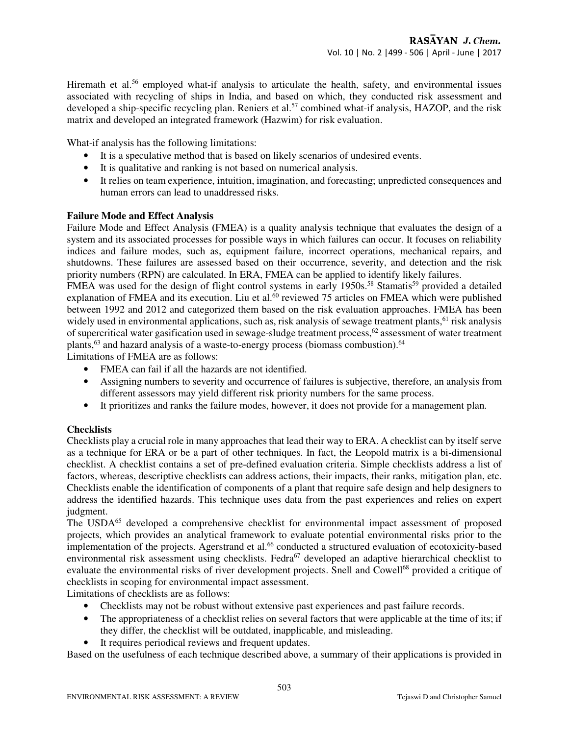Hiremath et al.[56] employed what-if analysis to articulate the health, safety, and environmental issues associated with recycling of ships in India, and based on which, they conducted risk assessment and developed a ship-specific recycling plan. Reniers et al.[57] combined what-if analysis, HAZOP, and the risk matrix and developed an integrated framework (Hazwim) for risk evaluation.

What-if analysis has the following limitations:

- It is a speculative method that is based on likely scenarios of undesired events.
- It is qualitative and ranking is not based on numerical analysis.
- It relies on team experience, intuition, imagination, and forecasting; unpredicted consequences and human errors can lead to unaddressed risks.

### Failure Mode and Effect Analysis

Failure Mode and Effect Analysis (FMEA) is a quality analysis technique that evaluates the design of a system and its associated processes for possible ways in which failures can occur. It focuses on reliability indices and failure modes, such as, equipment failure, incorrect operations, mechanical repairs, and shutdowns. These failures are assessed based on their occurrence, severity, and detection and the risk priority numbers (RPN) are calculated. In ERA, FMEA can be applied to identify likely failures.

FMEA was used for the design of flight control systems in early 1950s.[58] Stamatis[59] provided a detailed explanation of FMEA and its execution. Liu et al.[60] reviewed 75 articles on FMEA which were published between 1992 and 2012 and categorized them based on the risk evaluation approaches. FMEA has been widely used in environmental applications, such as, risk analysis of sewage treatment plants,[61] risk analysis of supercritical water gasification used in sewage-sludge treatment process,[62] assessment of water treatment plants,[63] and hazard analysis of a waste-to-energy process (biomass combustion).[64]

Limitations of FMEA are as follows:

- FMEA can fail if all the hazards are not identified.
- Assigning numbers to severity and occurrence of failures is subjective, therefore, an analysis from different assessors may yield different risk priority numbers for the same process.
- It prioritizes and ranks the failure modes, however, it does not provide for a management plan.

### Checklists

Checklists play a crucial role in many approaches that lead their way to ERA. A checklist can by itself serve as a technique for ERA or be a part of other techniques. In fact, the Leopold matrix is a bi-dimensional checklist. A checklist contains a set of pre-defined evaluation criteria. Simple checklists address a list of factors, whereas, descriptive checklists can address actions, their impacts, their ranks, mitigation plan, etc. Checklists enable the identification of components of a plant that require safe design and help designers to address the identified hazards. This technique uses data from the past experiences and relies on expert judgment.

The USDA[65] developed a comprehensive checklist for environmental impact assessment of proposed projects, which provides an analytical framework to evaluate potential environmental risks prior to the implementation of the projects. Agerstrand et al.[66] conducted a structured evaluation of ecotoxicity-based environmental risk assessment using checklists. Fedra[67] developed an adaptive hierarchical checklist to evaluate the environmental risks of river development projects. Snell and Cowell[68] provided a critique of checklists in scoping for environmental impact assessment.

Limitations of checklists are as follows:

- Checklists may not be robust without extensive past experiences and past failure records.
- The appropriateness of a checklist relies on several factors that were applicable at the time of its; if they differ, the checklist will be outdated, inapplicable, and misleading.
- It requires periodical reviews and frequent updates.

Based on the usefulness of each technique described above, a summary of their applications is provided in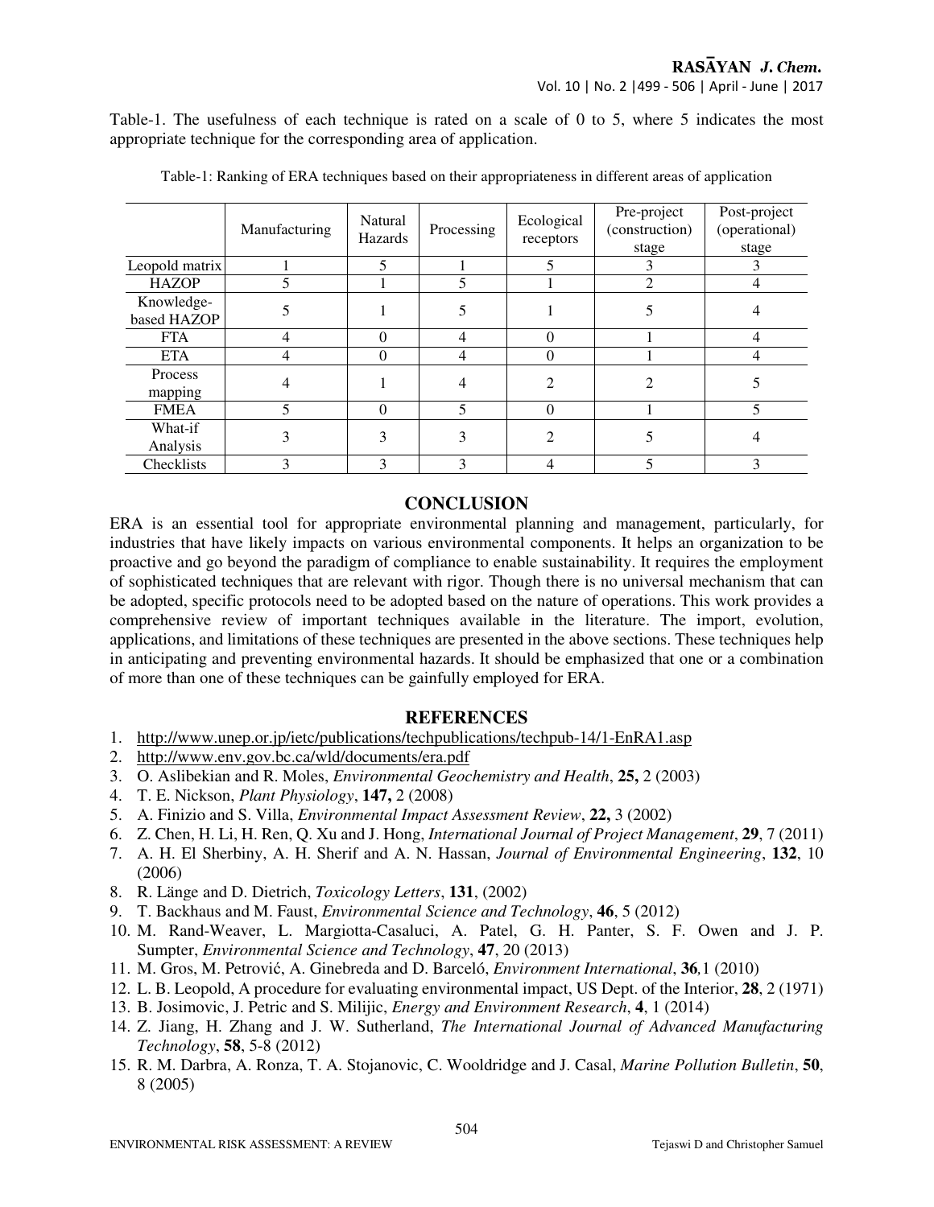Table-1. The usefulness of each technique is rated on a scale of 0 to 5, where 5 indicates the most appropriate technique for the corresponding area of application.

Table-1: Ranking of ERA techniques based on their appropriateness in different areas of application

| | Manufacturing | Natural Hazards | Processing | Ecological receptors | Pre-project (construction) stage | Post-project (operational) stage |
|---|---|---|---|---|---|---|
| Leopold matrix | 1 | 5 | 1 | 5 | 3 | 3 |
| HAZOP | 5 | 1 | 5 | 1 | 2 | 4 |
| Knowledge-based HAZOP | 5 | 1 | 5 | 1 | 5 | 4 |
| FTA | 4 | 0 | 4 | 0 | 1 | 4 |
| ETA | 4 | 0 | 4 | 0 | 1 | 4 |
| Process mapping | 4 | 1 | 4 | 2 | 2 | 5 |
| FMEA | 5 | 0 | 5 | 0 | 1 | 5 |
| What-if Analysis | 3 | 3 | 3 | 2 | 5 | 4 |
| Checklists | 3 | 3 | 3 | 4 | 5 | 3 |

## CONCLUSION

ERA is an essential tool for appropriate environmental planning and management, particularly, for industries that have likely impacts on various environmental components. It helps an organization to be proactive and go beyond the paradigm of compliance to enable sustainability. It requires the employment of sophisticated techniques that are relevant with rigor. Though there is no universal mechanism that can be adopted, specific protocols need to be adopted based on the nature of operations. This work provides a comprehensive review of important techniques available in the literature. The import, evolution, applications, and limitations of these techniques are presented in the above sections. These techniques help in anticipating and preventing environmental hazards. It should be emphasized that one or a combination of more than one of these techniques can be gainfully employed for ERA.

## REFERENCES

1. http://www.unep.or.jp/ietc/publications/techpublications/techpub-14/1-EnRA1.asp
2. http://www.env.gov.bc.ca/wld/documents/era.pdf
3. O. Aslibekian and R. Moles, *Environmental Geochemistry and Health*, **25,** 2 (2003)
4. T. E. Nickson, *Plant Physiology*, **147,** 2 (2008)
5. A. Finizio and S. Villa, *Environmental Impact Assessment Review*, **22,** 3 (2002)
6. Z. Chen, H. Li, H. Ren, Q. Xu and J. Hong, *International Journal of Project Management*, **29**, 7 (2011)
7. A. H. El Sherbiny, A. H. Sherif and A. N. Hassan, *Journal of Environmental Engineering*, **132**, 10 (2006)
8. R. Länge and D. Dietrich, *Toxicology Letters*, **131**, (2002)
9. T. Backhaus and M. Faust, *Environmental Science and Technology*, **46**, 5 (2012)
10. M. Rand-Weaver, L. Margiotta-Casaluci, A. Patel, G. H. Panter, S. F. Owen and J. P. Sumpter, *Environmental Science and Technology*, **47**, 20 (2013)
11. M. Gros, M. Petrović, A. Ginebreda and D. Barceló, *Environment International*, **36***,*1 (2010)
12. L. B. Leopold, A procedure for evaluating environmental impact, US Dept. of the Interior, **28**, 2 (1971)
13. B. Josimovic, J. Petric and S. Milijic, *Energy and Environment Research*, **4**, 1 (2014)
14. Z. Jiang, H. Zhang and J. W. Sutherland, *The International Journal of Advanced Manufacturing Technology*, **58**, 5-8 (2012)
15. R. M. Darbra, A. Ronza, T. A. Stojanovic, C. Wooldridge and J. Casal, *Marine Pollution Bulletin*, **50**, 8 (2005)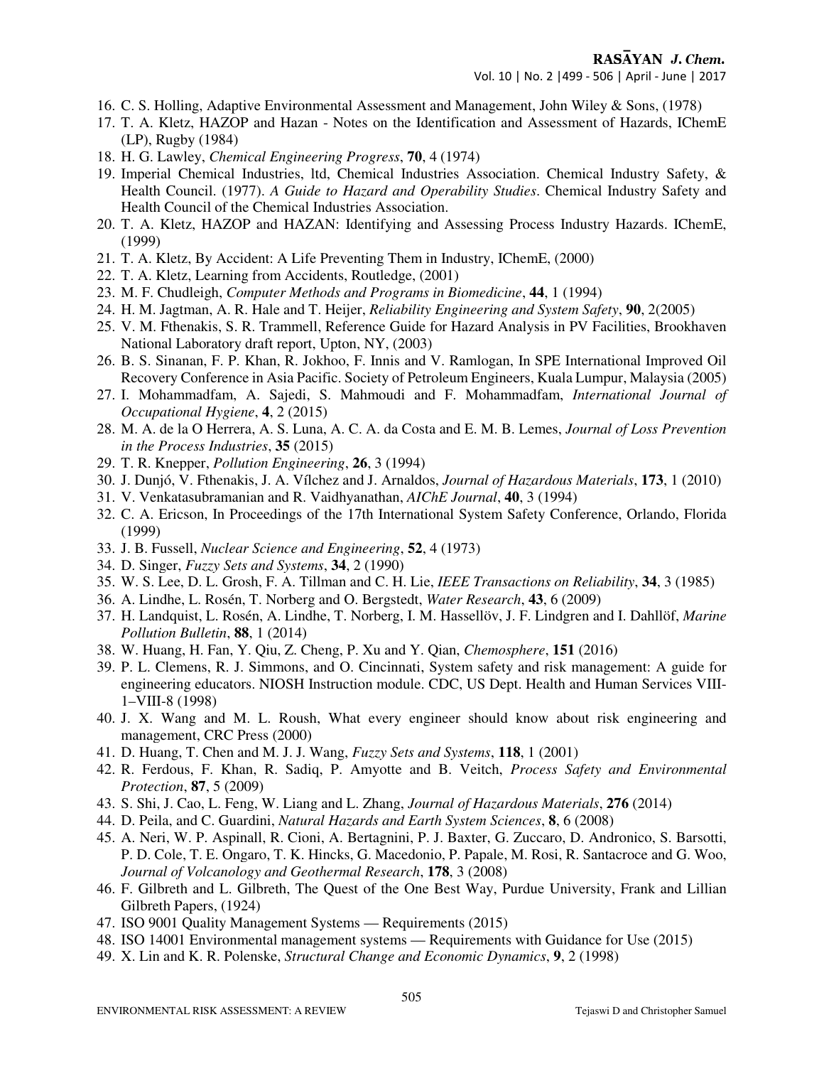16. C. S. Holling, Adaptive Environmental Assessment and Management, John Wiley & Sons, (1978)
17. T. A. Kletz, HAZOP and Hazan - Notes on the Identification and Assessment of Hazards, IChemE (LP), Rugby (1984)
18. H. G. Lawley, *Chemical Engineering Progress*, **70**, 4 (1974)
19. Imperial Chemical Industries, ltd, Chemical Industries Association. Chemical Industry Safety, & Health Council. (1977). *A Guide to Hazard and Operability Studies*. Chemical Industry Safety and Health Council of the Chemical Industries Association.
20. T. A. Kletz, HAZOP and HAZAN: Identifying and Assessing Process Industry Hazards. IChemE, (1999)
21. T. A. Kletz, By Accident: A Life Preventing Them in Industry, IChemE, (2000)
22. T. A. Kletz, Learning from Accidents, Routledge, (2001)
23. M. F. Chudleigh, *Computer Methods and Programs in Biomedicine*, **44**, 1 (1994)
24. H. M. Jagtman, A. R. Hale and T. Heijer, *Reliability Engineering and System Safety*, **90**, 2(2005)
25. V. M. Fthenakis, S. R. Trammell, Reference Guide for Hazard Analysis in PV Facilities, Brookhaven National Laboratory draft report, Upton, NY, (2003)
26. B. S. Sinanan, F. P. Khan, R. Jokhoo, F. Innis and V. Ramlogan, In SPE International Improved Oil Recovery Conference in Asia Pacific. Society of Petroleum Engineers, Kuala Lumpur, Malaysia (2005)
27. I. Mohammadfam, A. Sajedi, S. Mahmoudi and F. Mohammadfam, *International Journal of Occupational Hygiene*, **4**, 2 (2015)
28. M. A. de la O Herrera, A. S. Luna, A. C. A. da Costa and E. M. B. Lemes, *Journal of Loss Prevention in the Process Industries*, **35** (2015)
29. T. R. Knepper, *Pollution Engineering*, **26**, 3 (1994)
30. J. Dunjó, V. Fthenakis, J. A. Vílchez and J. Arnaldos, *Journal of Hazardous Materials*, **173**, 1 (2010)
31. V. Venkatasubramanian and R. Vaidhyanathan, *AIChE Journal*, **40**, 3 (1994)
32. C. A. Ericson, In Proceedings of the 17th International System Safety Conference, Orlando, Florida (1999)
33. J. B. Fussell, *Nuclear Science and Engineering*, **52**, 4 (1973)
34. D. Singer, *Fuzzy Sets and Systems*, **34**, 2 (1990)
35. W. S. Lee, D. L. Grosh, F. A. Tillman and C. H. Lie, *IEEE Transactions on Reliability*, **34**, 3 (1985)
36. A. Lindhe, L. Rosén, T. Norberg and O. Bergstedt, *Water Research*, **43**, 6 (2009)
37. H. Landquist, L. Rosén, A. Lindhe, T. Norberg, I. M. Hassellöv, J. F. Lindgren and I. Dahllöf, *Marine Pollution Bulletin*, **88**, 1 (2014)
38. W. Huang, H. Fan, Y. Qiu, Z. Cheng, P. Xu and Y. Qian, *Chemosphere*, **151** (2016)
39. P. L. Clemens, R. J. Simmons, and O. Cincinnati, System safety and risk management: A guide for engineering educators. NIOSH Instruction module. CDC, US Dept. Health and Human Services VIII-1–VIII-8 (1998)
40. J. X. Wang and M. L. Roush, What every engineer should know about risk engineering and management, CRC Press (2000)
41. D. Huang, T. Chen and M. J. J. Wang, *Fuzzy Sets and Systems*, **118**, 1 (2001)
42. R. Ferdous, F. Khan, R. Sadiq, P. Amyotte and B. Veitch, *Process Safety and Environmental Protection*, **87**, 5 (2009)
43. S. Shi, J. Cao, L. Feng, W. Liang and L. Zhang, *Journal of Hazardous Materials*, **276** (2014)
44. D. Peila, and C. Guardini, *Natural Hazards and Earth System Sciences*, **8**, 6 (2008)
45. A. Neri, W. P. Aspinall, R. Cioni, A. Bertagnini, P. J. Baxter, G. Zuccaro, D. Andronico, S. Barsotti, P. D. Cole, T. E. Ongaro, T. K. Hincks, G. Macedonio, P. Papale, M. Rosi, R. Santacroce and G. Woo, *Journal of Volcanology and Geothermal Research*, **178**, 3 (2008)
46. F. Gilbreth and L. Gilbreth, The Quest of the One Best Way, Purdue University, Frank and Lillian Gilbreth Papers, (1924)
47. ISO 9001 Quality Management Systems — Requirements (2015)
48. ISO 14001 Environmental management systems — Requirements with Guidance for Use (2015)
49. X. Lin and K. R. Polenske, *Structural Change and Economic Dynamics*, **9**, 2 (1998)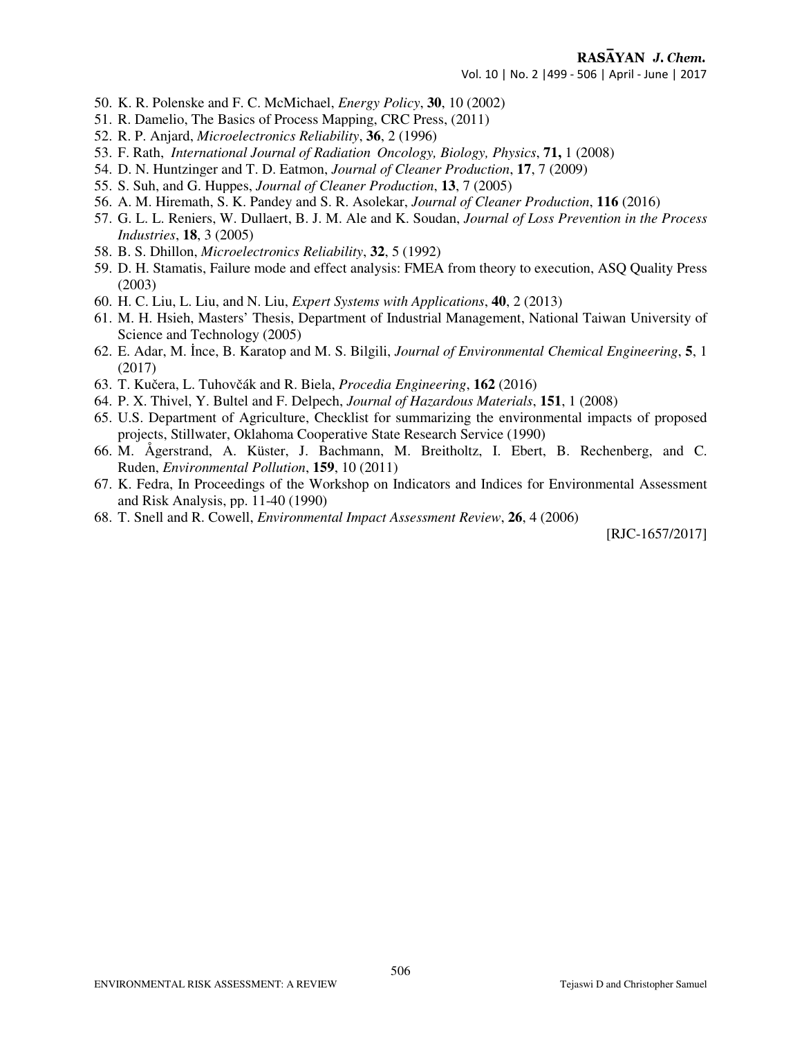50. K. R. Polenske and F. C. McMichael, *Energy Policy*, **30**, 10 (2002)
51. R. Damelio, The Basics of Process Mapping, CRC Press, (2011)
52. R. P. Anjard, *Microelectronics Reliability*, **36**, 2 (1996)
53. F. Rath, *International Journal of Radiation Oncology, Biology, Physics*, **71,** 1 (2008)
54. D. N. Huntzinger and T. D. Eatmon, *Journal of Cleaner Production*, **17**, 7 (2009)
55. S. Suh, and G. Huppes, *Journal of Cleaner Production*, **13**, 7 (2005)
56. A. M. Hiremath, S. K. Pandey and S. R. Asolekar, *Journal of Cleaner Production*, **116** (2016)
57. G. L. L. Reniers, W. Dullaert, B. J. M. Ale and K. Soudan, *Journal of Loss Prevention in the Process Industries*, **18**, 3 (2005)
58. B. S. Dhillon, *Microelectronics Reliability*, **32**, 5 (1992)
59. D. H. Stamatis, Failure mode and effect analysis: FMEA from theory to execution, ASQ Quality Press (2003)
60. H. C. Liu, L. Liu, and N. Liu, *Expert Systems with Applications*, **40**, 2 (2013)
61. M. H. Hsieh, Masters' Thesis, Department of Industrial Management, National Taiwan University of Science and Technology (2005)
62. E. Adar, M. İnce, B. Karatop and M. S. Bilgili, *Journal of Environmental Chemical Engineering*, **5**, 1 (2017)
63. T. Kučera, L. Tuhovčák and R. Biela, *Procedia Engineering*, **162** (2016)
64. P. X. Thivel, Y. Bultel and F. Delpech, *Journal of Hazardous Materials*, **151**, 1 (2008)
65. U.S. Department of Agriculture, Checklist for summarizing the environmental impacts of proposed projects, Stillwater, Oklahoma Cooperative State Research Service (1990)
66. M. Ågerstrand, A. Küster, J. Bachmann, M. Breitholtz, I. Ebert, B. Rechenberg, and C. Ruden, *Environmental Pollution*, **159**, 10 (2011)
67. K. Fedra, In Proceedings of the Workshop on Indicators and Indices for Environmental Assessment and Risk Analysis, pp. 11-40 (1990)
68. T. Snell and R. Cowell, *Environmental Impact Assessment Review*, **26**, 4 (2006)

[RJC-1657/2017]